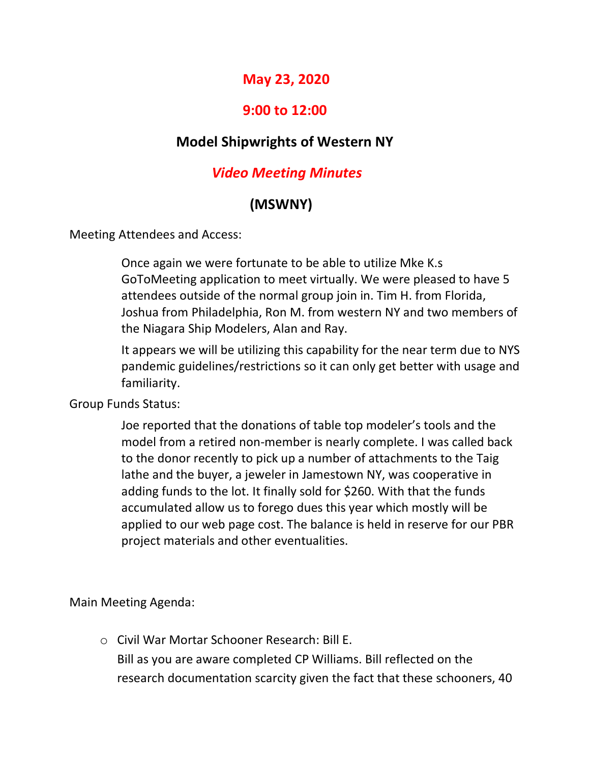# May 23, 2020

# 9:00 to 12:00

## Model Shipwrights of Western NY

## *Video Meeting Minutes*

## (MSWNY)

Meeting Attendees and Access:

> Once again we were fortunate to be able to utilize Mke K.s GoToMeeting application to meet virtually. We were pleased to have 5 attendees outside of the normal group join in. Tim H. from Florida, Joshua from Philadelphia, Ron M. from western NY and two members of the Niagara Ship Modelers, Alan and Ray.
>
> It appears we will be utilizing this capability for the near term due to NYS pandemic guidelines/restrictions so it can only get better with usage and familiarity.

Group Funds Status:

> Joe reported that the donations of table top modeler's tools and the model from a retired non-member is nearly complete. I was called back to the donor recently to pick up a number of attachments to the Taig lathe and the buyer, a jeweler in Jamestown NY, was cooperative in adding funds to the lot. It finally sold for $260. With that the funds accumulated allow us to forego dues this year which mostly will be applied to our web page cost. The balance is held in reserve for our PBR project materials and other eventualities.

Main Meeting Agenda:

- Civil War Mortar Schooner Research: Bill E.
  Bill as you are aware completed CP Williams. Bill reflected on the research documentation scarcity given the fact that these schooners, 40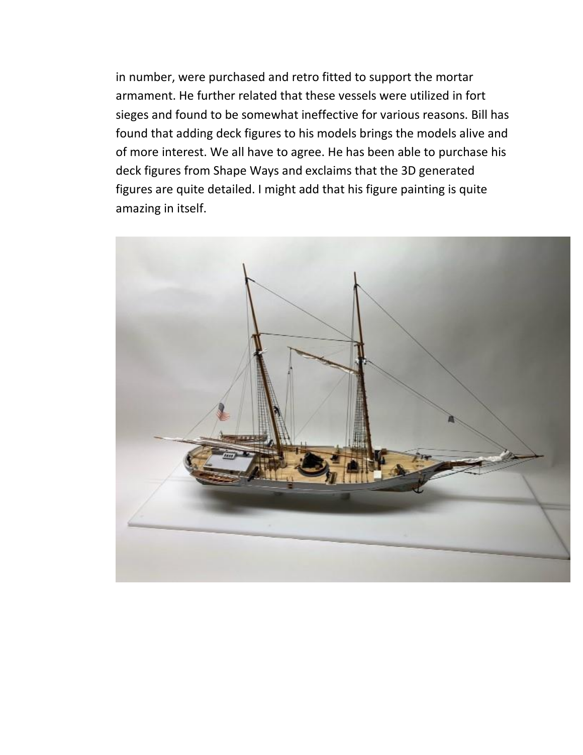in number, were purchased and retro fitted to support the mortar armament. He further related that these vessels were utilized in fort sieges and found to be somewhat ineffective for various reasons. Bill has found that adding deck figures to his models brings the models alive and of more interest. We all have to agree. He has been able to purchase his deck figures from Shape Ways and exclaims that the 3D generated figures are quite detailed. I might add that his figure painting is quite amazing in itself.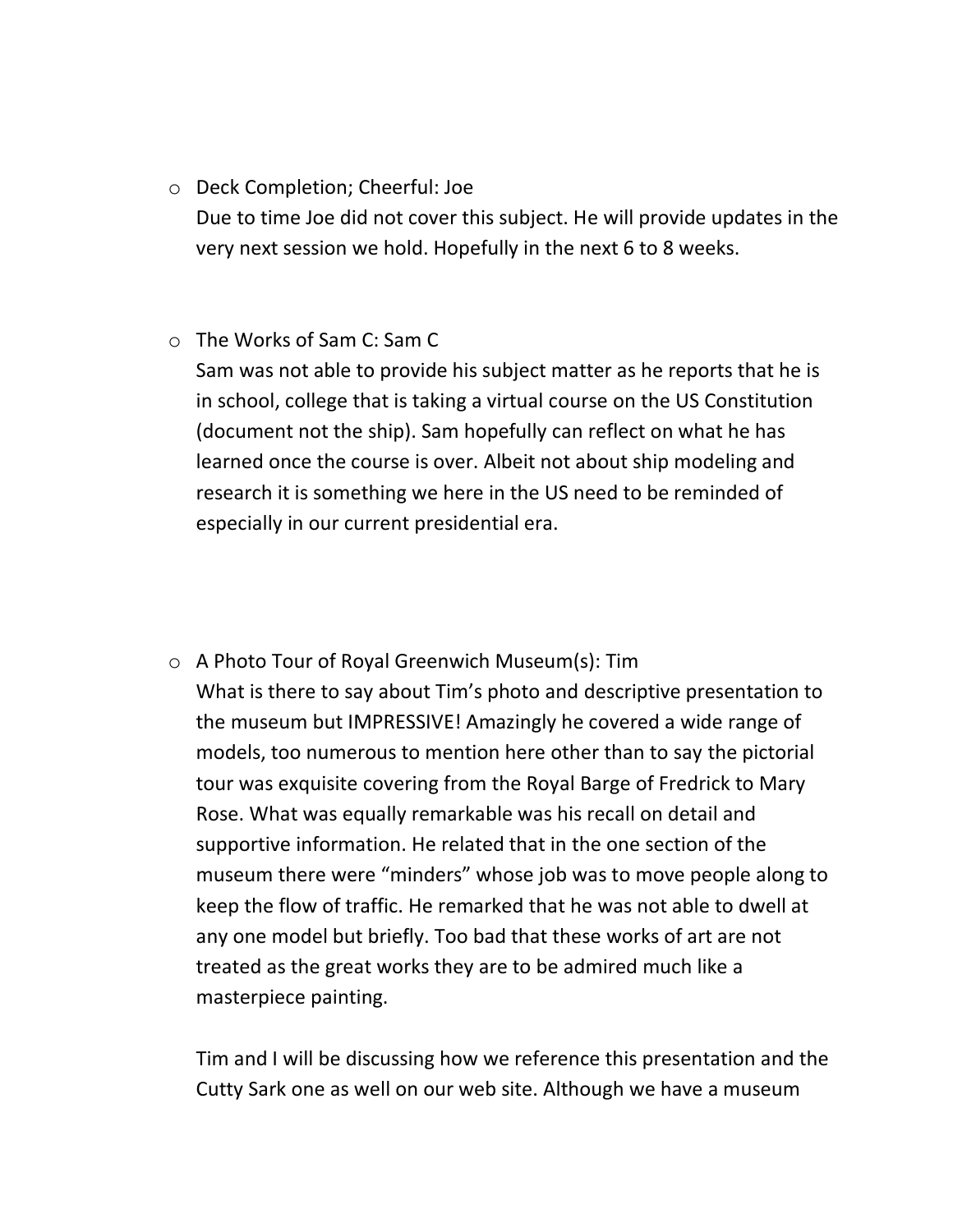- Deck Completion; Cheerful: Joe

  Due to time Joe did not cover this subject. He will provide updates in the very next session we hold. Hopefully in the next 6 to 8 weeks.

- The Works of Sam C: Sam C

  Sam was not able to provide his subject matter as he reports that he is in school, college that is taking a virtual course on the US Constitution (document not the ship). Sam hopefully can reflect on what he has learned once the course is over. Albeit not about ship modeling and research it is something we here in the US need to be reminded of especially in our current presidential era.

- A Photo Tour of Royal Greenwich Museum(s): Tim

  What is there to say about Tim's photo and descriptive presentation to the museum but IMPRESSIVE! Amazingly he covered a wide range of models, too numerous to mention here other than to say the pictorial tour was exquisite covering from the Royal Barge of Fredrick to Mary Rose. What was equally remarkable was his recall on detail and supportive information. He related that in the one section of the museum there were "minders" whose job was to move people along to keep the flow of traffic. He remarked that he was not able to dwell at any one model but briefly. Too bad that these works of art are not treated as the great works they are to be admired much like a masterpiece painting.

  Tim and I will be discussing how we reference this presentation and the Cutty Sark one as well on our web site. Although we have a museum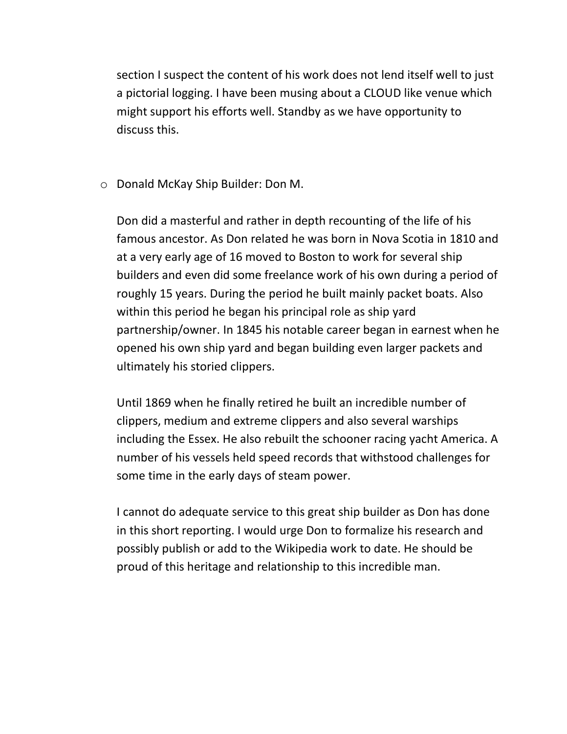section I suspect the content of his work does not lend itself well to just a pictorial logging. I have been musing about a CLOUD like venue which might support his efforts well. Standby as we have opportunity to discuss this.

- Donald McKay Ship Builder: Don M.

  Don did a masterful and rather in depth recounting of the life of his famous ancestor. As Don related he was born in Nova Scotia in 1810 and at a very early age of 16 moved to Boston to work for several ship builders and even did some freelance work of his own during a period of roughly 15 years. During the period he built mainly packet boats. Also within this period he began his principal role as ship yard partnership/owner. In 1845 his notable career began in earnest when he opened his own ship yard and began building even larger packets and ultimately his storied clippers.

  Until 1869 when he finally retired he built an incredible number of clippers, medium and extreme clippers and also several warships including the Essex. He also rebuilt the schooner racing yacht America. A number of his vessels held speed records that withstood challenges for some time in the early days of steam power.

  I cannot do adequate service to this great ship builder as Don has done in this short reporting. I would urge Don to formalize his research and possibly publish or add to the Wikipedia work to date. He should be proud of this heritage and relationship to this incredible man.